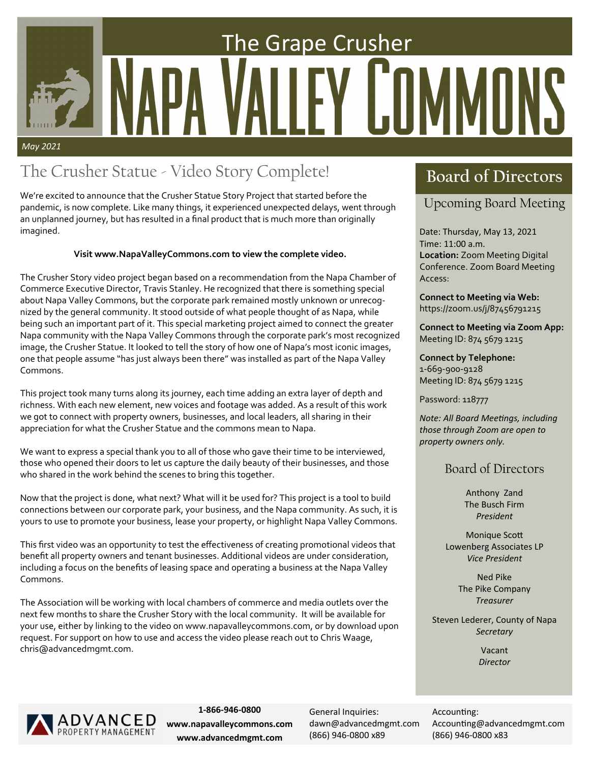# The Grape Crusher
# Napa Valley Commons

*May 2021*

## The Crusher Statue - Video Story Complete!

We're excited to announce that the Crusher Statue Story Project that started before the pandemic, is now complete. Like many things, it experienced unexpected delays, went through an unplanned journey, but has resulted in a final product that is much more than originally imagined.

**Visit www.NapaValleyCommons.com to view the complete video.**

The Crusher Story video project began based on a recommendation from the Napa Chamber of Commerce Executive Director, Travis Stanley. He recognized that there is something special about Napa Valley Commons, but the corporate park remained mostly unknown or unrecognized by the general community. It stood outside of what people thought of as Napa, while being such an important part of it. This special marketing project aimed to connect the greater Napa community with the Napa Valley Commons through the corporate park's most recognized image, the Crusher Statue. It looked to tell the story of how one of Napa's most iconic images, one that people assume "has just always been there" was installed as part of the Napa Valley Commons.

This project took many turns along its journey, each time adding an extra layer of depth and richness. With each new element, new voices and footage was added. As a result of this work we got to connect with property owners, businesses, and local leaders, all sharing in their appreciation for what the Crusher Statue and the commons mean to Napa.

We want to express a special thank you to all of those who gave their time to be interviewed, those who opened their doors to let us capture the daily beauty of their businesses, and those who shared in the work behind the scenes to bring this together.

Now that the project is done, what next? What will it be used for? This project is a tool to build connections between our corporate park, your business, and the Napa community. As such, it is yours to use to promote your business, lease your property, or highlight Napa Valley Commons.

This first video was an opportunity to test the effectiveness of creating promotional videos that benefit all property owners and tenant businesses. Additional videos are under consideration, including a focus on the benefits of leasing space and operating a business at the Napa Valley Commons.

The Association will be working with local chambers of commerce and media outlets over the next few months to share the Crusher Story with the local community. It will be available for your use, either by linking to the video on www.napavalleycommons.com, or by download upon request. For support on how to use and access the video please reach out to Chris Waage, chris@advancedmgmt.com.

## Board of Directors

### Upcoming Board Meeting

Date: Thursday, May 13, 2021
Time: 11:00 a.m.
**Location:** Zoom Meeting Digital Conference. Zoom Board Meeting Access:

**Connect to Meeting via Web:**
https://zoom.us/j/87456791215

**Connect to Meeting via Zoom App:**
Meeting ID: 874 5679 1215

**Connect by Telephone:**
1-669-900-9128
Meeting ID: 874 5679 1215

Password: 118777

*Note: All Board Meetings, including those through Zoom are open to property owners only.*

### Board of Directors

Anthony Zand
The Busch Firm
*President*

Monique Scott
Lowenberg Associates LP
*Vice President*

Ned Pike
The Pike Company
*Treasurer*

Steven Lederer, County of Napa
*Secretary*

Vacant
*Director*

---

ADVANCED PROPERTY MANAGEMENT

**1-866-946-0800**
**www.napavalleycommons.com**
**www.advancedmgmt.com**

General Inquiries:
dawn@advancedmgmt.com
(866) 946-0800 x89

Accounting:
Accounting@advancedmgmt.com
(866) 946-0800 x83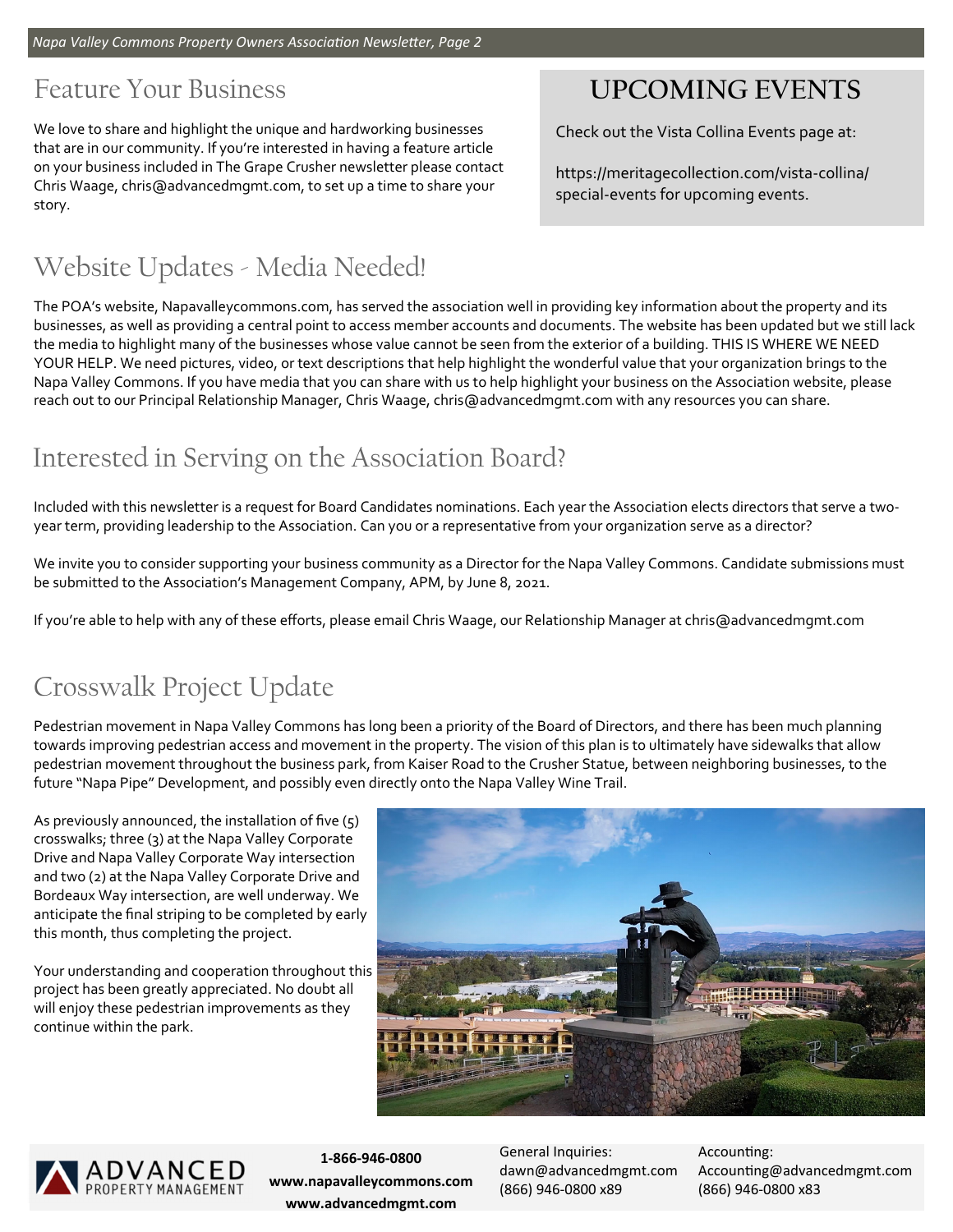## Feature Your Business

We love to share and highlight the unique and hardworking businesses that are in our community. If you're interested in having a feature article on your business included in The Grape Crusher newsletter please contact Chris Waage, chris@advancedmgmt.com, to set up a time to share your story.

## UPCOMING EVENTS

Check out the Vista Collina Events page at:

https://meritagecollection.com/vista-collina/special-events for upcoming events.

## Website Updates - Media Needed!

The POA's website, Napavalleycommons.com, has served the association well in providing key information about the property and its businesses, as well as providing a central point to access member accounts and documents. The website has been updated but we still lack the media to highlight many of the businesses whose value cannot be seen from the exterior of a building. THIS IS WHERE WE NEED YOUR HELP. We need pictures, video, or text descriptions that help highlight the wonderful value that your organization brings to the Napa Valley Commons. If you have media that you can share with us to help highlight your business on the Association website, please reach out to our Principal Relationship Manager, Chris Waage, chris@advancedmgmt.com with any resources you can share.

## Interested in Serving on the Association Board?

Included with this newsletter is a request for Board Candidates nominations. Each year the Association elects directors that serve a two-year term, providing leadership to the Association. Can you or a representative from your organization serve as a director?

We invite you to consider supporting your business community as a Director for the Napa Valley Commons. Candidate submissions must be submitted to the Association's Management Company, APM, by June 8, 2021.

If you're able to help with any of these efforts, please email Chris Waage, our Relationship Manager at chris@advancedmgmt.com

## Crosswalk Project Update

Pedestrian movement in Napa Valley Commons has long been a priority of the Board of Directors, and there has been much planning towards improving pedestrian access and movement in the property. The vision of this plan is to ultimately have sidewalks that allow pedestrian movement throughout the business park, from Kaiser Road to the Crusher Statue, between neighboring businesses, to the future "Napa Pipe" Development, and possibly even directly onto the Napa Valley Wine Trail.

As previously announced, the installation of five (5) crosswalks; three (3) at the Napa Valley Corporate Drive and Napa Valley Corporate Way intersection and two (2) at the Napa Valley Corporate Drive and Bordeaux Way intersection, are well underway. We anticipate the final striping to be completed by early this month, thus completing the project.

Your understanding and cooperation throughout this project has been greatly appreciated. No doubt all will enjoy these pedestrian improvements as they continue within the park.

ADVANCED PROPERTY MANAGEMENT

**1-866-946-0800**
**www.napavalleycommons.com**
**www.advancedmgmt.com**

General Inquiries:
dawn@advancedmgmt.com
(866) 946-0800 x89

Accounting:
Accounting@advancedmgmt.com
(866) 946-0800 x83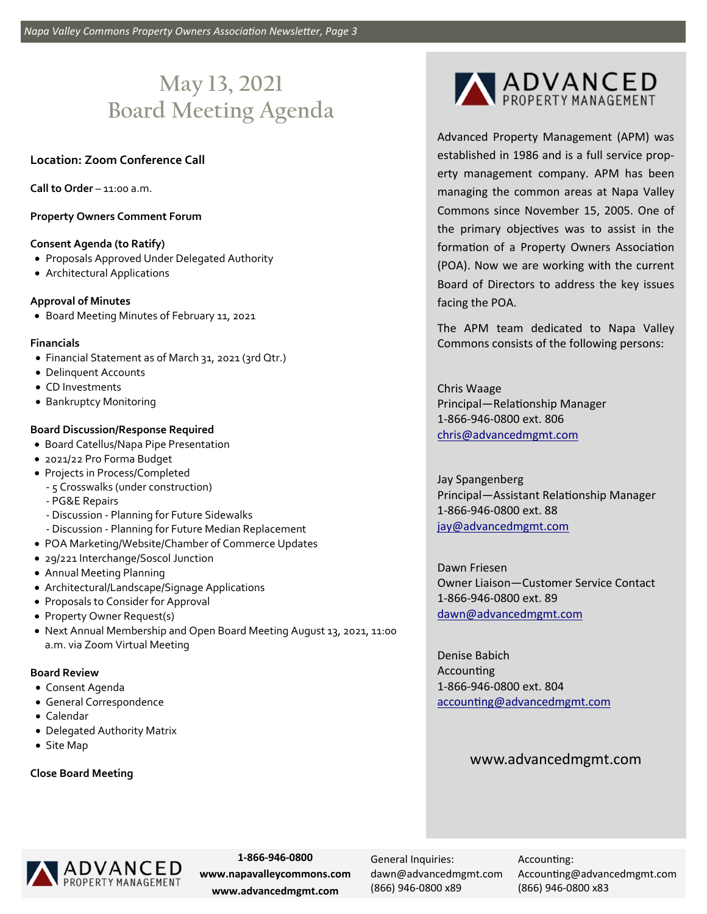# May 13, 2021 Board Meeting Agenda

**Location: Zoom Conference Call**

**Call to Order** – 11:00 a.m.

**Property Owners Comment Forum**

**Consent Agenda (to Ratify)**
- Proposals Approved Under Delegated Authority
- Architectural Applications

**Approval of Minutes**
- Board Meeting Minutes of February 11, 2021

**Financials**
- Financial Statement as of March 31, 2021 (3rd Qtr.)
- Delinquent Accounts
- CD Investments
- Bankruptcy Monitoring

**Board Discussion/Response Required**
- Board Catellus/Napa Pipe Presentation
- 2021/22 Pro Forma Budget
- Projects in Process/Completed
  - 5 Crosswalks (under construction)
  - PG&E Repairs
  - Discussion - Planning for Future Sidewalks
  - Discussion - Planning for Future Median Replacement
- POA Marketing/Website/Chamber of Commerce Updates
- 29/221 Interchange/Soscol Junction
- Annual Meeting Planning
- Architectural/Landscape/Signage Applications
- Proposals to Consider for Approval
- Property Owner Request(s)
- Next Annual Membership and Open Board Meeting August 13, 2021, 11:00 a.m. via Zoom Virtual Meeting

**Board Review**
- Consent Agenda
- General Correspondence
- Calendar
- Delegated Authority Matrix
- Site Map

**Close Board Meeting**

ADVANCED PROPERTY MANAGEMENT

Advanced Property Management (APM) was established in 1986 and is a full service property management company. APM has been managing the common areas at Napa Valley Commons since November 15, 2005. One of the primary objectives was to assist in the formation of a Property Owners Association (POA). Now we are working with the current Board of Directors to address the key issues facing the POA.

The APM team dedicated to Napa Valley Commons consists of the following persons:

Chris Waage
Principal—Relationship Manager
1-866-946-0800 ext. 806
chris@advancedmgmt.com

Jay Spangenberg
Principal—Assistant Relationship Manager
1-866-946-0800 ext. 88
jay@advancedmgmt.com

Dawn Friesen
Owner Liaison—Customer Service Contact
1-866-946-0800 ext. 89
dawn@advancedmgmt.com

Denise Babich
Accounting
1-866-946-0800 ext. 804
accounting@advancedmgmt.com

www.advancedmgmt.com

ADVANCED PROPERTY MANAGEMENT

**1-866-946-0800**
**www.napavalleycommons.com**
**www.advancedmgmt.com**

General Inquiries:
dawn@advancedmgmt.com
(866) 946-0800 x89

Accounting:
Accounting@advancedmgmt.com
(866) 946-0800 x83